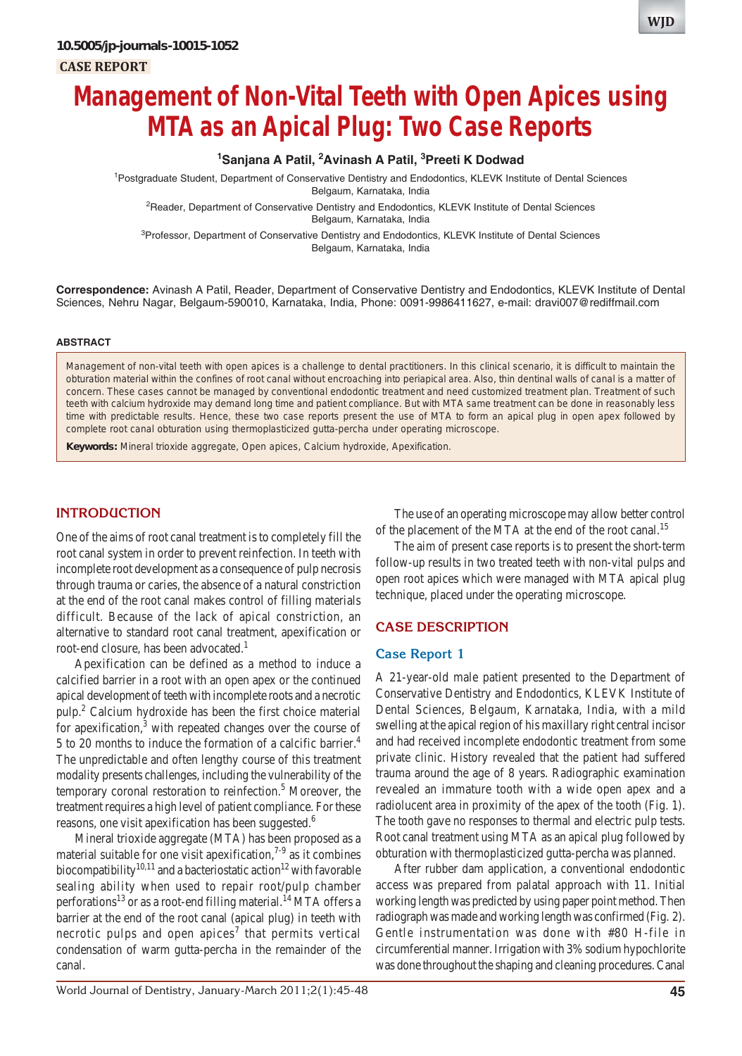10.5005/jp-journals-10015-1052

CASE REPORT

# Management of Non-Vital Teeth with Open Apices using MTA as an Apical Plug: Two Case Reports

**[1]Sanjana A Patil, [2]Avinash A Patil, [3]Preeti K Dodwad**

[1]Postgraduate Student, Department of Conservative Dentistry and Endodontics, KLEVK Institute of Dental Sciences Belgaum, Karnataka, India

[2]Reader, Department of Conservative Dentistry and Endodontics, KLEVK Institute of Dental Sciences Belgaum, Karnataka, India

[3]Professor, Department of Conservative Dentistry and Endodontics, KLEVK Institute of Dental Sciences Belgaum, Karnataka, India

**Correspondence:** Avinash A Patil, Reader, Department of Conservative Dentistry and Endodontics, KLEVK Institute of Dental Sciences, Nehru Nagar, Belgaum-590010, Karnataka, India, Phone: 0091-9986411627, e-mail: dravi007@rediffmail.com

## ABSTRACT

Management of non-vital teeth with open apices is a challenge to dental practitioners. In this clinical scenario, it is difficult to maintain the obturation material within the confines of root canal without encroaching into periapical area. Also, thin dentinal walls of canal is a matter of concern. These cases cannot be managed by conventional endodontic treatment and need customized treatment plan. Treatment of such teeth with calcium hydroxide may demand long time and patient compliance. But with MTA same treatment can be done in reasonably less time with predictable results. Hence, these two case reports present the use of MTA to form an apical plug in open apex followed by complete root canal obturation using thermoplasticized gutta-percha under operating microscope.

**Keywords:** Mineral trioxide aggregate, Open apices, Calcium hydroxide, Apexification.

## INTRODUCTION

One of the aims of root canal treatment is to completely fill the root canal system in order to prevent reinfection. In teeth with incomplete root development as a consequence of pulp necrosis through trauma or caries, the absence of a natural constriction at the end of the root canal makes control of filling materials difficult. Because of the lack of apical constriction, an alternative to standard root canal treatment, apexification or root-end closure, has been advocated.[1]

Apexification can be defined as a method to induce a calcified barrier in a root with an open apex or the continued apical development of teeth with incomplete roots and a necrotic pulp.[2] Calcium hydroxide has been the first choice material for apexification,[3] with repeated changes over the course of 5 to 20 months to induce the formation of a calcific barrier.[4] The unpredictable and often lengthy course of this treatment modality presents challenges, including the vulnerability of the temporary coronal restoration to reinfection.[5] Moreover, the treatment requires a high level of patient compliance. For these reasons, one visit apexification has been suggested.[6]

Mineral trioxide aggregate (MTA) has been proposed as a material suitable for one visit apexification,[7-9] as it combines biocompatibility[10,11] and a bacteriostatic action[12] with favorable sealing ability when used to repair root/pulp chamber perforations[13] or as a root-end filling material.[14] MTA offers a barrier at the end of the root canal (apical plug) in teeth with necrotic pulps and open apices[7] that permits vertical condensation of warm gutta-percha in the remainder of the canal.

The use of an operating microscope may allow better control of the placement of the MTA at the end of the root canal.[15]

The aim of present case reports is to present the short-term follow-up results in two treated teeth with non-vital pulps and open root apices which were managed with MTA apical plug technique, placed under the operating microscope.

## CASE DESCRIPTION

### Case Report 1

A 21-year-old male patient presented to the Department of Conservative Dentistry and Endodontics, KLEVK Institute of Dental Sciences, Belgaum, Karnataka, India, with a mild swelling at the apical region of his maxillary right central incisor and had received incomplete endodontic treatment from some private clinic. History revealed that the patient had suffered trauma around the age of 8 years. Radiographic examination revealed an immature tooth with a wide open apex and a radiolucent area in proximity of the apex of the tooth (Fig. 1). The tooth gave no responses to thermal and electric pulp tests. Root canal treatment using MTA as an apical plug followed by obturation with thermoplasticized gutta-percha was planned.

After rubber dam application, a conventional endodontic access was prepared from palatal approach with 11. Initial working length was predicted by using paper point method. Then radiograph was made and working length was confirmed (Fig. 2). Gentle instrumentation was done with #80 H-file in circumferential manner. Irrigation with 3% sodium hypochlorite was done throughout the shaping and cleaning procedures. Canal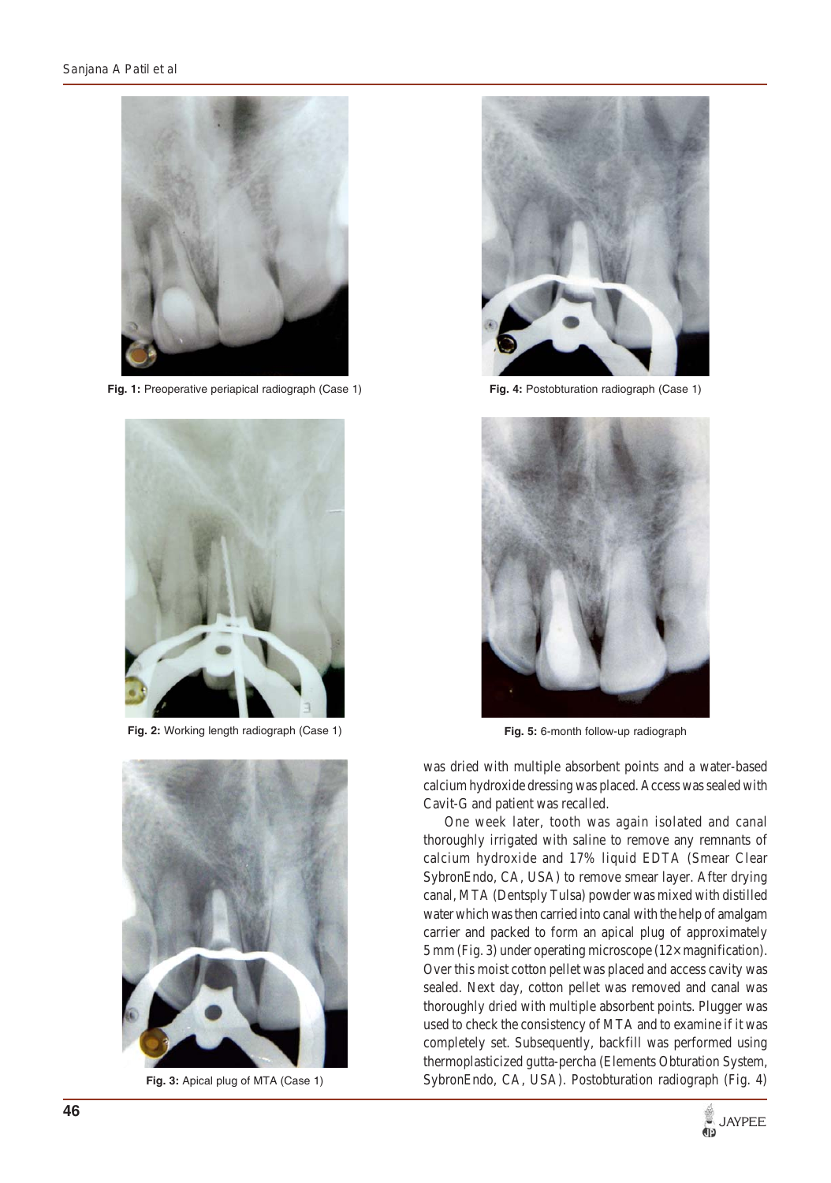Fig. 1: Preoperative periapical radiograph (Case 1)

Fig. 2: Working length radiograph (Case 1)

Fig. 3: Apical plug of MTA (Case 1)

Fig. 4: Postobturation radiograph (Case 1)

Fig. 5: 6-month follow-up radiograph

was dried with multiple absorbent points and a water-based calcium hydroxide dressing was placed. Access was sealed with Cavit-G and patient was recalled.

One week later, tooth was again isolated and canal thoroughly irrigated with saline to remove any remnants of calcium hydroxide and 17% liquid EDTA (Smear Clear SybronEndo, CA, USA) to remove smear layer. After drying canal, MTA (Dentsply Tulsa) powder was mixed with distilled water which was then carried into canal with the help of amalgam carrier and packed to form an apical plug of approximately 5 mm (Fig. 3) under operating microscope (12× magnification). Over this moist cotton pellet was placed and access cavity was sealed. Next day, cotton pellet was removed and canal was thoroughly dried with multiple absorbent points. Plugger was used to check the consistency of MTA and to examine if it was completely set. Subsequently, backfill was performed using thermoplasticized gutta-percha (Elements Obturation System, SybronEndo, CA, USA). Postobturation radiograph (Fig. 4)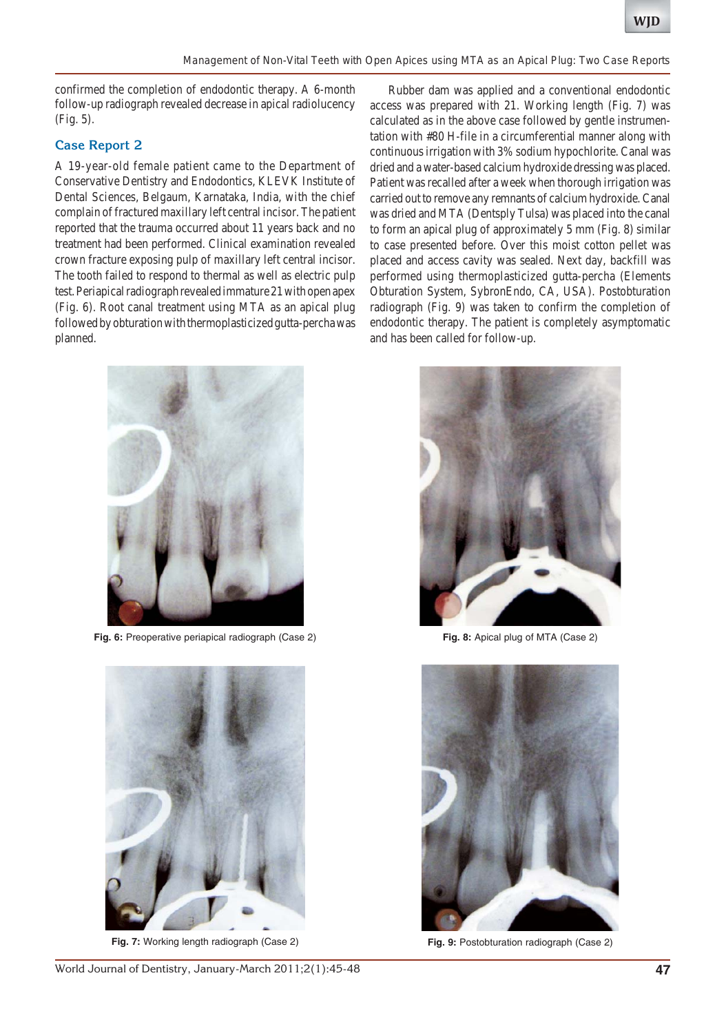confirmed the completion of endodontic therapy. A 6-month follow-up radiograph revealed decrease in apical radiolucency (Fig. 5).

## Case Report 2

A 19-year-old female patient came to the Department of Conservative Dentistry and Endodontics, KLEVK Institute of Dental Sciences, Belgaum, Karnataka, India, with the chief complain of fractured maxillary left central incisor. The patient reported that the trauma occurred about 11 years back and no treatment had been performed. Clinical examination revealed crown fracture exposing pulp of maxillary left central incisor. The tooth failed to respond to thermal as well as electric pulp test. Periapical radiograph revealed immature 21 with open apex (Fig. 6). Root canal treatment using MTA as an apical plug followed by obturation with thermoplasticized gutta-percha was planned.

Rubber dam was applied and a conventional endodontic access was prepared with 21. Working length (Fig. 7) was calculated as in the above case followed by gentle instrumentation with #80 H-file in a circumferential manner along with continuous irrigation with 3% sodium hypochlorite. Canal was dried and a water-based calcium hydroxide dressing was placed. Patient was recalled after a week when thorough irrigation was carried out to remove any remnants of calcium hydroxide. Canal was dried and MTA (Dentsply Tulsa) was placed into the canal to form an apical plug of approximately 5 mm (Fig. 8) similar to case presented before. Over this moist cotton pellet was placed and access cavity was sealed. Next day, backfill was performed using thermoplasticized gutta-percha (Elements Obturation System, SybronEndo, CA, USA). Postobturation radiograph (Fig. 9) was taken to confirm the completion of endodontic therapy. The patient is completely asymptomatic and has been called for follow-up.

**Fig. 6:** Preoperative periapical radiograph (Case 2)

**Fig. 8:** Apical plug of MTA (Case 2)

**Fig. 7:** Working length radiograph (Case 2)

**Fig. 9:** Postobturation radiograph (Case 2)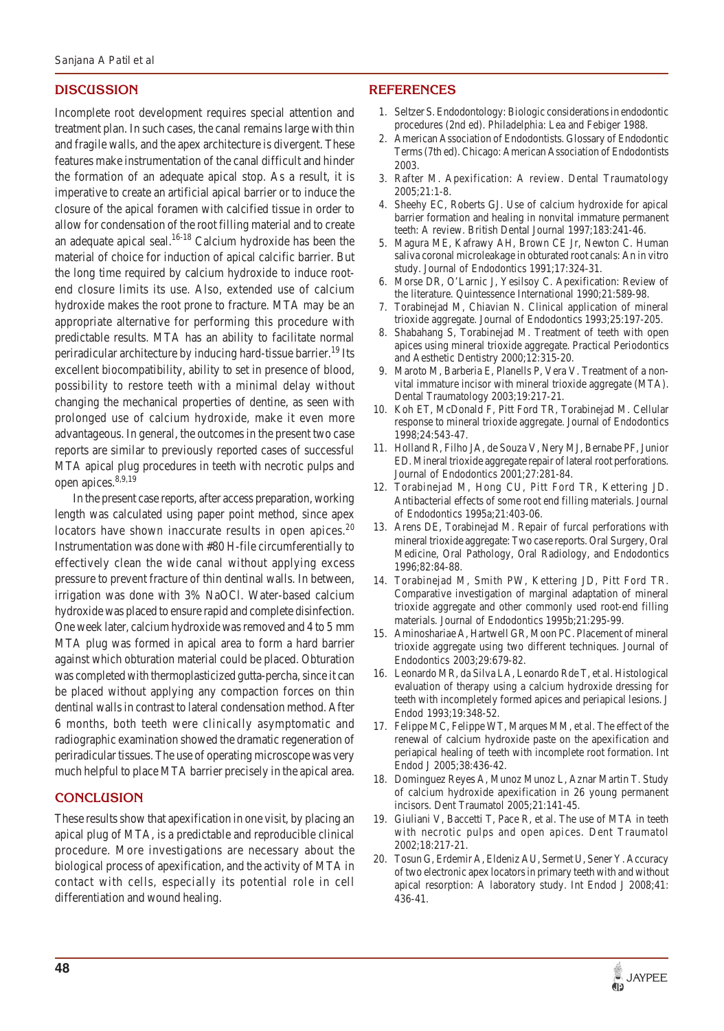## DISCUSSION

Incomplete root development requires special attention and treatment plan. In such cases, the canal remains large with thin and fragile walls, and the apex architecture is divergent. These features make instrumentation of the canal difficult and hinder the formation of an adequate apical stop. As a result, it is imperative to create an artificial apical barrier or to induce the closure of the apical foramen with calcified tissue in order to allow for condensation of the root filling material and to create an adequate apical seal.[16-18] Calcium hydroxide has been the material of choice for induction of apical calcific barrier. But the long time required by calcium hydroxide to induce root-end closure limits its use. Also, extended use of calcium hydroxide makes the root prone to fracture. MTA may be an appropriate alternative for performing this procedure with predictable results. MTA has an ability to facilitate normal periradicular architecture by inducing hard-tissue barrier.[19] Its excellent biocompatibility, ability to set in presence of blood, possibility to restore teeth with a minimal delay without changing the mechanical properties of dentine, as seen with prolonged use of calcium hydroxide, make it even more advantageous. In general, the outcomes in the present two case reports are similar to previously reported cases of successful MTA apical plug procedures in teeth with necrotic pulps and open apices.[8,9,19]

In the present case reports, after access preparation, working length was calculated using paper point method, since apex locators have shown inaccurate results in open apices.[20] Instrumentation was done with #80 H-file circumferentially to effectively clean the wide canal without applying excess pressure to prevent fracture of thin dentinal walls. In between, irrigation was done with 3% NaOCl. Water-based calcium hydroxide was placed to ensure rapid and complete disinfection. One week later, calcium hydroxide was removed and 4 to 5 mm MTA plug was formed in apical area to form a hard barrier against which obturation material could be placed. Obturation was completed with thermoplasticized gutta-percha, since it can be placed without applying any compaction forces on thin dentinal walls in contrast to lateral condensation method. After 6 months, both teeth were clinically asymptomatic and radiographic examination showed the dramatic regeneration of periradicular tissues. The use of operating microscope was very much helpful to place MTA barrier precisely in the apical area.

## CONCLUSION

These results show that apexification in one visit, by placing an apical plug of MTA, is a predictable and reproducible clinical procedure. More investigations are necessary about the biological process of apexification, and the activity of MTA in contact with cells, especially its potential role in cell differentiation and wound healing.

## REFERENCES

1. Seltzer S. Endodontology: Biologic considerations in endodontic procedures (2nd ed). Philadelphia: Lea and Febiger 1988.
2. American Association of Endodontists. Glossary of Endodontic Terms (7th ed). Chicago: American Association of Endodontists 2003.
3. Rafter M. Apexification: A review. Dental Traumatology 2005;21:1-8.
4. Sheehy EC, Roberts GJ. Use of calcium hydroxide for apical barrier formation and healing in nonvital immature permanent teeth: A review. British Dental Journal 1997;183:241-46.
5. Magura ME, Kafrawy AH, Brown CE Jr, Newton C. Human saliva coronal microleakage in obturated root canals: An in vitro study. Journal of Endodontics 1991;17:324-31.
6. Morse DR, O'Larnic J, Yesilsoy C. Apexification: Review of the literature. Quintessence International 1990;21:589-98.
7. Torabinejad M, Chiavian N. Clinical application of mineral trioxide aggregate. Journal of Endodontics 1993;25:197-205.
8. Shabahang S, Torabinejad M. Treatment of teeth with open apices using mineral trioxide aggregate. Practical Periodontics and Aesthetic Dentistry 2000;12:315-20.
9. Maroto M, Barberia E, Planells P, Vera V. Treatment of a non-vital immature incisor with mineral trioxide aggregate (MTA). Dental Traumatology 2003;19:217-21.
10. Koh ET, McDonald F, Pitt Ford TR, Torabinejad M. Cellular response to mineral trioxide aggregate. Journal of Endodontics 1998;24:543-47.
11. Holland R, Filho JA, de Souza V, Nery MJ, Bernabe PF, Junior ED. Mineral trioxide aggregate repair of lateral root perforations. Journal of Endodontics 2001;27:281-84.
12. Torabinejad M, Hong CU, Pitt Ford TR, Kettering JD. Antibacterial effects of some root end filling materials. Journal of Endodontics 1995a;21:403-06.
13. Arens DE, Torabinejad M. Repair of furcal perforations with mineral trioxide aggregate: Two case reports. Oral Surgery, Oral Medicine, Oral Pathology, Oral Radiology, and Endodontics 1996;82:84-88.
14. Torabinejad M, Smith PW, Kettering JD, Pitt Ford TR. Comparative investigation of marginal adaptation of mineral trioxide aggregate and other commonly used root-end filling materials. Journal of Endodontics 1995b;21:295-99.
15. Aminoshariae A, Hartwell GR, Moon PC. Placement of mineral trioxide aggregate using two different techniques. Journal of Endodontics 2003;29:679-82.
16. Leonardo MR, da Silva LA, Leonardo Rde T, et al. Histological evaluation of therapy using a calcium hydroxide dressing for teeth with incompletely formed apices and periapical lesions. J Endod 1993;19:348-52.
17. Felippe MC, Felippe WT, Marques MM, et al. The effect of the renewal of calcium hydroxide paste on the apexification and periapical healing of teeth with incomplete root formation. Int Endod J 2005;38:436-42.
18. Dominguez Reyes A, Munoz Munoz L, Aznar Martin T. Study of calcium hydroxide apexification in 26 young permanent incisors. Dent Traumatol 2005;21:141-45.
19. Giuliani V, Baccetti T, Pace R, et al. The use of MTA in teeth with necrotic pulps and open apices. Dent Traumatol 2002;18:217-21.
20. Tosun G, Erdemir A, Eldeniz AU, Sermet U, Sener Y. Accuracy of two electronic apex locators in primary teeth with and without apical resorption: A laboratory study. Int Endod J 2008;41: 436-41.